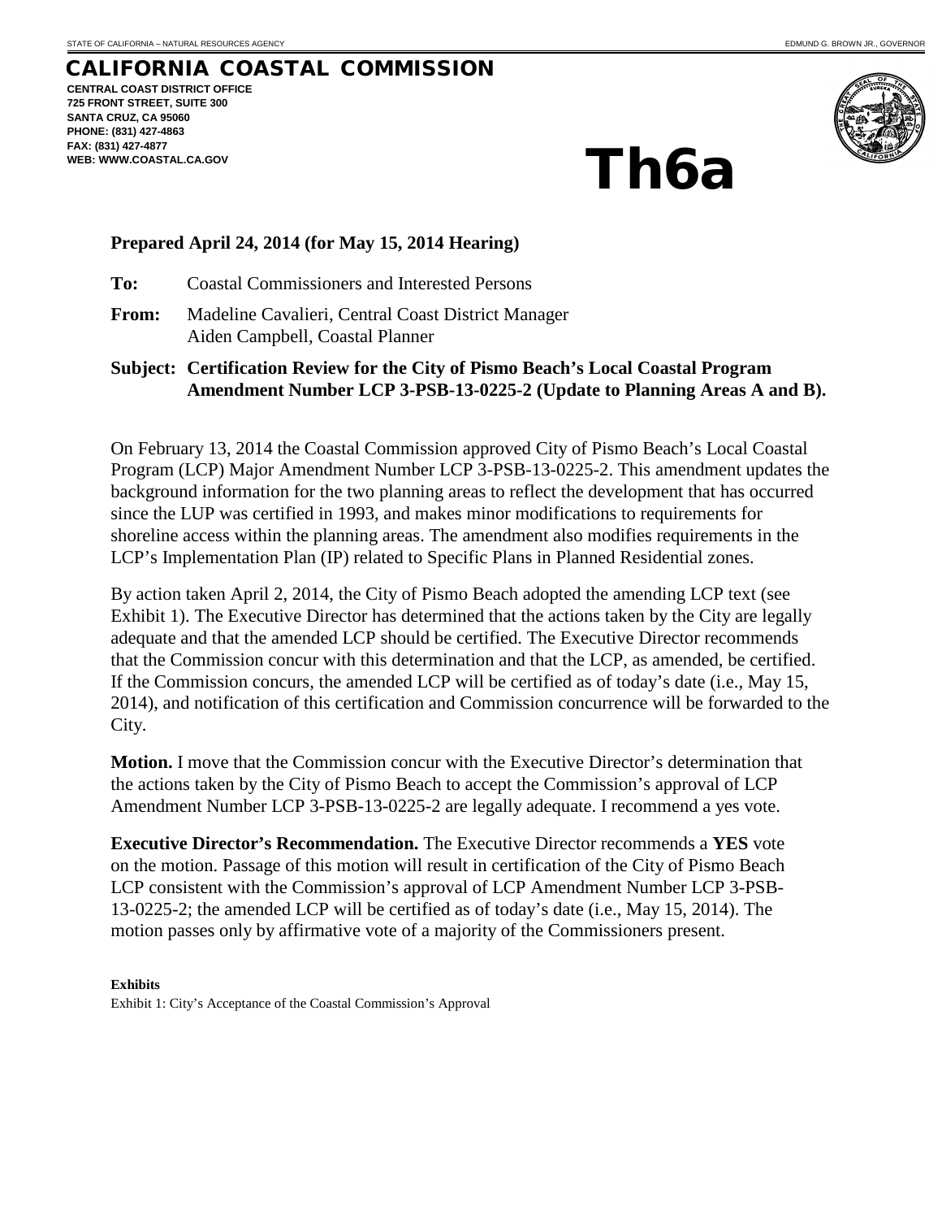STATE OF CALIFORNIA – NATURAL RESOURCES AGENCY EDMUND G. BROWN JR., GOVERNOR

# CALIFORNIA COASTAL COMMISSION

**CENTRAL COAST DISTRICT OFFICE**
**725 FRONT STREET, SUITE 300**
**SANTA CRUZ, CA 95060**
**PHONE: (831) 427-4863**
**FAX: (831) 427-4877**
**WEB: WWW.COASTAL.CA.GOV**

# Th6a

**Prepared April 24, 2014 (for May 15, 2014 Hearing)**

**To:** Coastal Commissioners and Interested Persons

**From:** Madeline Cavalieri, Central Coast District Manager
Aiden Campbell, Coastal Planner

**Subject: Certification Review for the City of Pismo Beach's Local Coastal Program Amendment Number LCP 3-PSB-13-0225-2 (Update to Planning Areas A and B).**

On February 13, 2014 the Coastal Commission approved City of Pismo Beach's Local Coastal Program (LCP) Major Amendment Number LCP 3-PSB-13-0225-2. This amendment updates the background information for the two planning areas to reflect the development that has occurred since the LUP was certified in 1993, and makes minor modifications to requirements for shoreline access within the planning areas. The amendment also modifies requirements in the LCP's Implementation Plan (IP) related to Specific Plans in Planned Residential zones.

By action taken April 2, 2014, the City of Pismo Beach adopted the amending LCP text (see Exhibit 1). The Executive Director has determined that the actions taken by the City are legally adequate and that the amended LCP should be certified. The Executive Director recommends that the Commission concur with this determination and that the LCP, as amended, be certified. If the Commission concurs, the amended LCP will be certified as of today's date (i.e., May 15, 2014), and notification of this certification and Commission concurrence will be forwarded to the City.

**Motion.** I move that the Commission concur with the Executive Director's determination that the actions taken by the City of Pismo Beach to accept the Commission's approval of LCP Amendment Number LCP 3-PSB-13-0225-2 are legally adequate. I recommend a yes vote.

**Executive Director's Recommendation.** The Executive Director recommends a **YES** vote on the motion. Passage of this motion will result in certification of the City of Pismo Beach LCP consistent with the Commission's approval of LCP Amendment Number LCP 3-PSB-13-0225-2; the amended LCP will be certified as of today's date (i.e., May 15, 2014). The motion passes only by affirmative vote of a majority of the Commissioners present.

**Exhibits**
Exhibit 1: City's Acceptance of the Coastal Commission's Approval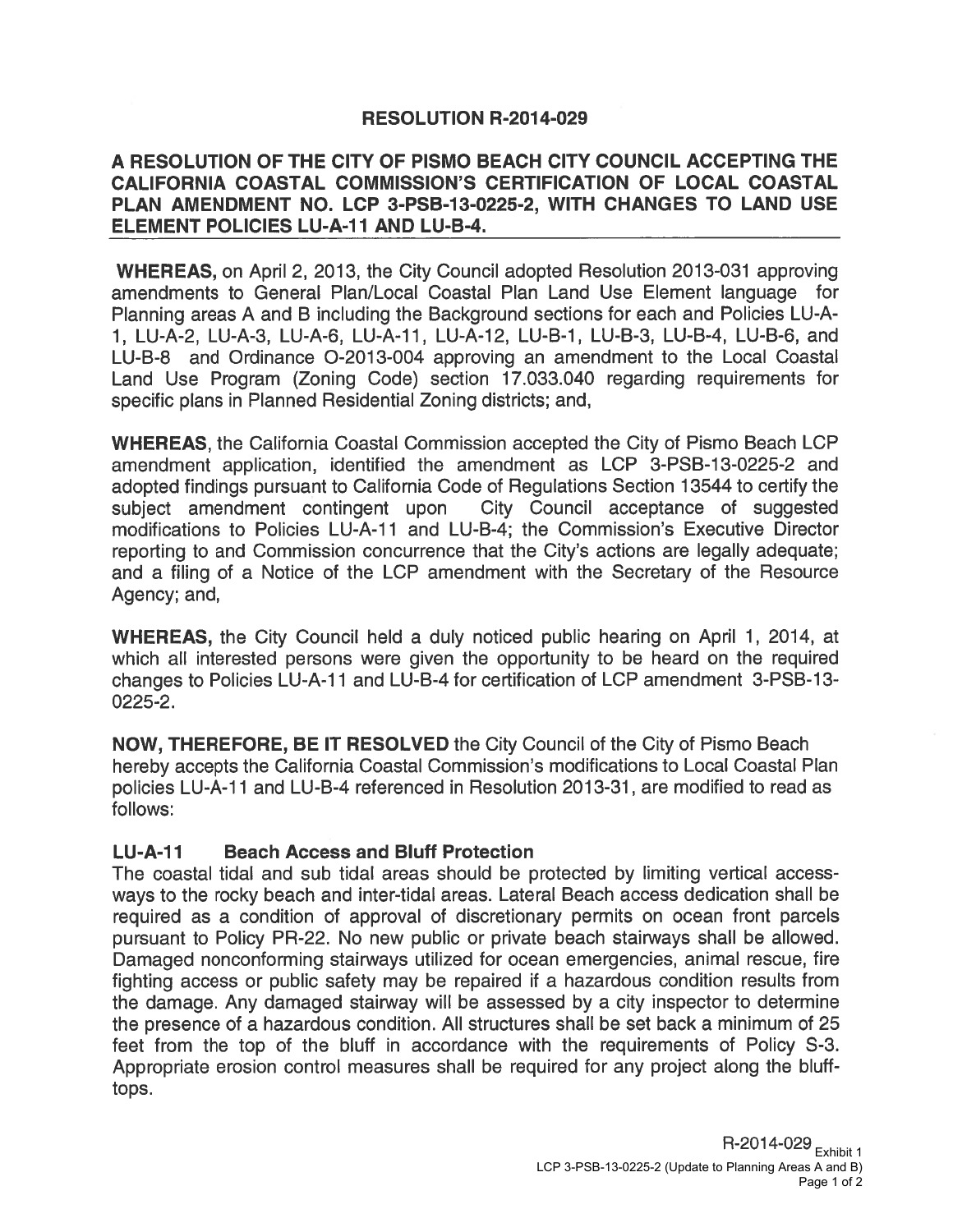## RESOLUTION R-2014-029

## A RESOLUTION OF THE CITY OF PISMO BEACH CITY COUNCIL ACCEPTING THE CALIFORNIA COASTAL COMMISSION'S CERTIFICATION OF LOCAL COASTAL PLAN AMENDMENT NO. LCP 3-PSB-13-0225-2, WITH CHANGES TO LAND USE ELEMENT POLICIES LU-A-11 AND LU-B-4.

**WHEREAS,** on April 2, 2013, the City Council adopted Resolution 2013-031 approving amendments to General Plan/Local Coastal Plan Land Use Element language for Planning areas A and B including the Background sections for each and Policies LU-A-1, LU-A-2, LU-A-3, LU-A-6, LU-A-11, LU-A-12, LU-B-1, LU-B-3, LU-B-4, LU-B-6, and LU-B-8 and Ordinance O-2013-004 approving an amendment to the Local Coastal Land Use Program (Zoning Code) section 17.033.040 regarding requirements for specific plans in Planned Residential Zoning districts; and,

**WHEREAS,** the California Coastal Commission accepted the City of Pismo Beach LCP amendment application, identified the amendment as LCP 3-PSB-13-0225-2 and adopted findings pursuant to California Code of Regulations Section 13544 to certify the subject amendment contingent upon City Council acceptance of suggested modifications to Policies LU-A-11 and LU-B-4; the Commission's Executive Director reporting to and Commission concurrence that the City's actions are legally adequate; and a filing of a Notice of the LCP amendment with the Secretary of the Resource Agency; and,

**WHEREAS,** the City Council held a duly noticed public hearing on April 1, 2014, at which all interested persons were given the opportunity to be heard on the required changes to Policies LU-A-11 and LU-B-4 for certification of LCP amendment 3-PSB-13-0225-2.

**NOW, THEREFORE, BE IT RESOLVED** the City Council of the City of Pismo Beach hereby accepts the California Coastal Commission's modifications to Local Coastal Plan policies LU-A-11 and LU-B-4 referenced in Resolution 2013-31, are modified to read as follows:

**LU-A-11 Beach Access and Bluff Protection**

The coastal tidal and sub tidal areas should be protected by limiting vertical access-ways to the rocky beach and inter-tidal areas. Lateral Beach access dedication shall be required as a condition of approval of discretionary permits on ocean front parcels pursuant to Policy PR-22. No new public or private beach stairways shall be allowed. Damaged nonconforming stairways utilized for ocean emergencies, animal rescue, fire fighting access or public safety may be repaired if a hazardous condition results from the damage. Any damaged stairway will be assessed by a city inspector to determine the presence of a hazardous condition. All structures shall be set back a minimum of 25 feet from the top of the bluff in accordance with the requirements of Policy S-3. Appropriate erosion control measures shall be required for any project along the bluff-tops.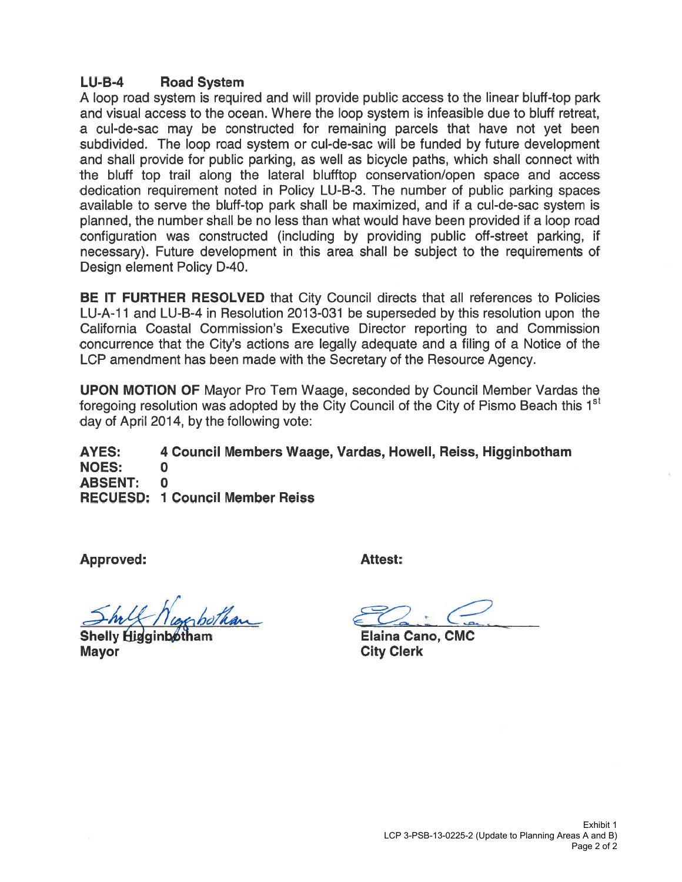### LU-B-4 Road System

A loop road system is required and will provide public access to the linear bluff-top park and visual access to the ocean. Where the loop system is infeasible due to bluff retreat, a cul-de-sac may be constructed for remaining parcels that have not yet been subdivided. The loop road system or cul-de-sac will be funded by future development and shall provide for public parking, as well as bicycle paths, which shall connect with the bluff top trail along the lateral blufftop conservation/open space and access dedication requirement noted in Policy LU-B-3. The number of public parking spaces available to serve the bluff-top park shall be maximized, and if a cul-de-sac system is planned, the number shall be no less than what would have been provided if a loop road configuration was constructed (including by providing public off-street parking, if necessary). Future development in this area shall be subject to the requirements of Design element Policy D-40.

**BE IT FURTHER RESOLVED** that City Council directs that all references to Policies LU-A-11 and LU-B-4 in Resolution 2013-031 be superseded by this resolution upon the California Coastal Commission's Executive Director reporting to and Commission concurrence that the City's actions are legally adequate and a filing of a Notice of the LCP amendment has been made with the Secretary of the Resource Agency.

**UPON MOTION OF** Mayor Pro Tem Waage, seconded by Council Member Vardas the foregoing resolution was adopted by the City Council of the City of Pismo Beach this 1st day of April 2014, by the following vote:

**AYES:** **4 Council Members Waage, Vardas, Howell, Reiss, Higginbotham**
**NOES:** **0**
**ABSENT:** **0**
**RECUESD:** **1 Council Member Reiss**

**Approved:**

Shelly Higginbotham
**Mayor**

**Attest:**

**Elaina Cano, CMC**
**City Clerk**

Exhibit 1
LCP 3-PSB-13-0225-2 (Update to Planning Areas A and B)